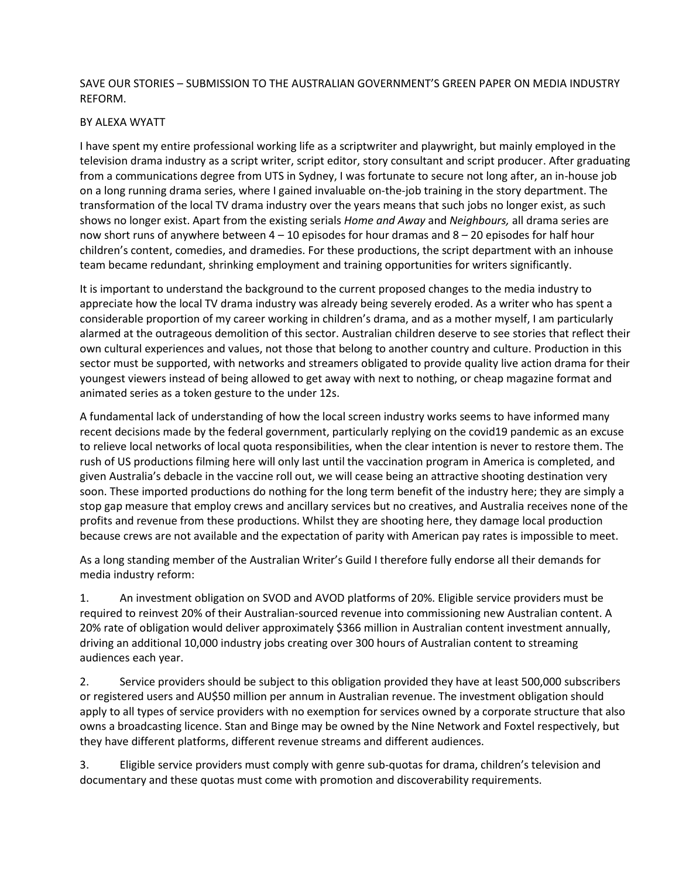SAVE OUR STORIES – SUBMISSION TO THE AUSTRALIAN GOVERNMENT'S GREEN PAPER ON MEDIA INDUSTRY REFORM.

BY ALEXA WYATT

I have spent my entire professional working life as a scriptwriter and playwright, but mainly employed in the television drama industry as a script writer, script editor, story consultant and script producer. After graduating from a communications degree from UTS in Sydney, I was fortunate to secure not long after, an in-house job on a long running drama series, where I gained invaluable on-the-job training in the story department. The transformation of the local TV drama industry over the years means that such jobs no longer exist, as such shows no longer exist. Apart from the existing serials *Home and Away* and *Neighbours,* all drama series are now short runs of anywhere between 4 – 10 episodes for hour dramas and 8 – 20 episodes for half hour children's content, comedies, and dramedies. For these productions, the script department with an inhouse team became redundant, shrinking employment and training opportunities for writers significantly.

It is important to understand the background to the current proposed changes to the media industry to appreciate how the local TV drama industry was already being severely eroded. As a writer who has spent a considerable proportion of my career working in children's drama, and as a mother myself, I am particularly alarmed at the outrageous demolition of this sector. Australian children deserve to see stories that reflect their own cultural experiences and values, not those that belong to another country and culture. Production in this sector must be supported, with networks and streamers obligated to provide quality live action drama for their youngest viewers instead of being allowed to get away with next to nothing, or cheap magazine format and animated series as a token gesture to the under 12s.

A fundamental lack of understanding of how the local screen industry works seems to have informed many recent decisions made by the federal government, particularly replying on the covid19 pandemic as an excuse to relieve local networks of local quota responsibilities, when the clear intention is never to restore them. The rush of US productions filming here will only last until the vaccination program in America is completed, and given Australia's debacle in the vaccine roll out, we will cease being an attractive shooting destination very soon. These imported productions do nothing for the long term benefit of the industry here; they are simply a stop gap measure that employ crews and ancillary services but no creatives, and Australia receives none of the profits and revenue from these productions. Whilst they are shooting here, they damage local production because crews are not available and the expectation of parity with American pay rates is impossible to meet.

As a long standing member of the Australian Writer's Guild I therefore fully endorse all their demands for media industry reform:

1. An investment obligation on SVOD and AVOD platforms of 20%. Eligible service providers must be required to reinvest 20% of their Australian-sourced revenue into commissioning new Australian content. A 20% rate of obligation would deliver approximately $366 million in Australian content investment annually, driving an additional 10,000 industry jobs creating over 300 hours of Australian content to streaming audiences each year.

2. Service providers should be subject to this obligation provided they have at least 500,000 subscribers or registered users and AU$50 million per annum in Australian revenue. The investment obligation should apply to all types of service providers with no exemption for services owned by a corporate structure that also owns a broadcasting licence. Stan and Binge may be owned by the Nine Network and Foxtel respectively, but they have different platforms, different revenue streams and different audiences.

3. Eligible service providers must comply with genre sub-quotas for drama, children's television and documentary and these quotas must come with promotion and discoverability requirements.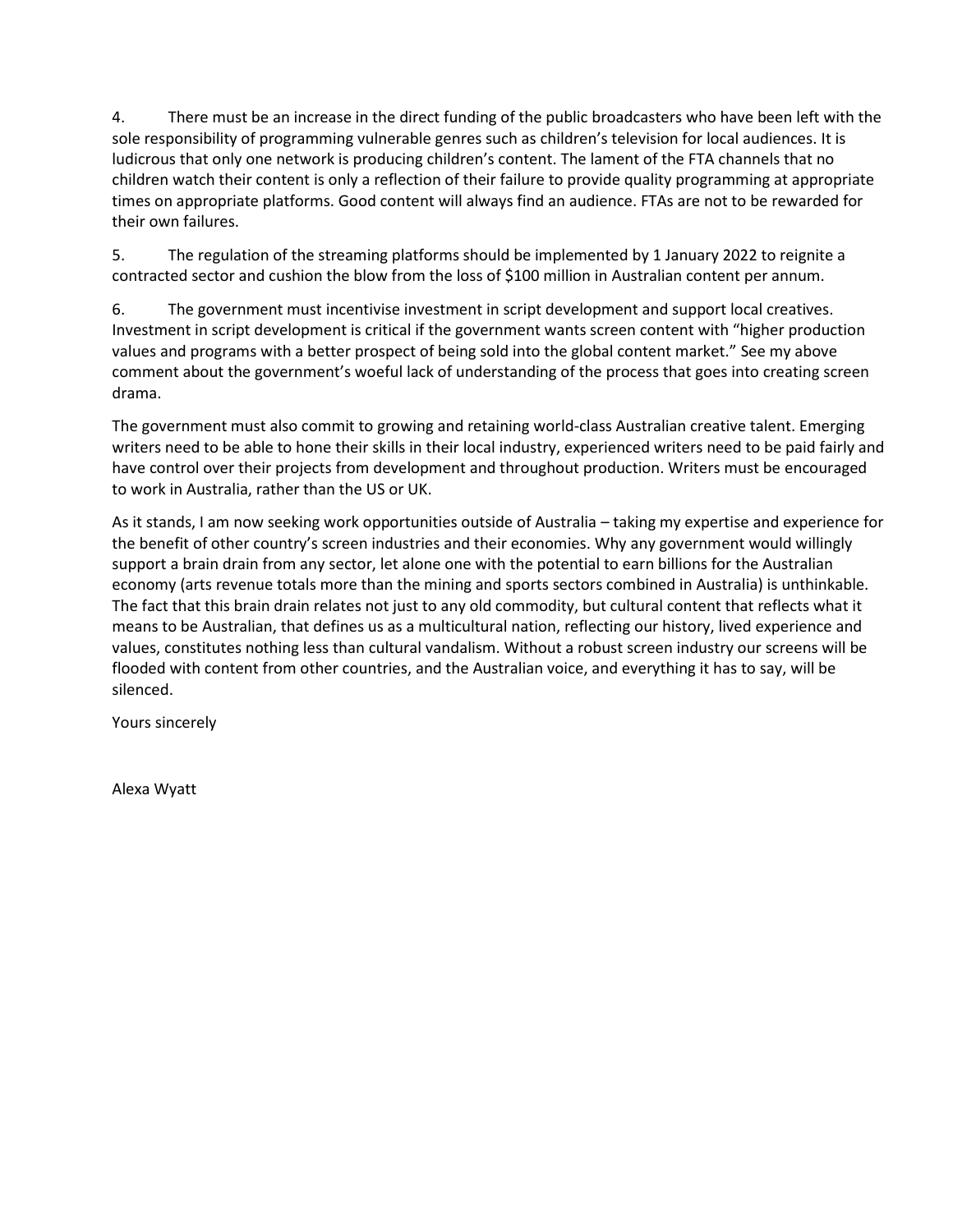4. There must be an increase in the direct funding of the public broadcasters who have been left with the sole responsibility of programming vulnerable genres such as children's television for local audiences. It is ludicrous that only one network is producing children's content. The lament of the FTA channels that no children watch their content is only a reflection of their failure to provide quality programming at appropriate times on appropriate platforms. Good content will always find an audience. FTAs are not to be rewarded for their own failures.

5. The regulation of the streaming platforms should be implemented by 1 January 2022 to reignite a contracted sector and cushion the blow from the loss of $100 million in Australian content per annum.

6. The government must incentivise investment in script development and support local creatives. Investment in script development is critical if the government wants screen content with "higher production values and programs with a better prospect of being sold into the global content market." See my above comment about the government's woeful lack of understanding of the process that goes into creating screen drama.

The government must also commit to growing and retaining world-class Australian creative talent. Emerging writers need to be able to hone their skills in their local industry, experienced writers need to be paid fairly and have control over their projects from development and throughout production. Writers must be encouraged to work in Australia, rather than the US or UK.

As it stands, I am now seeking work opportunities outside of Australia – taking my expertise and experience for the benefit of other country's screen industries and their economies. Why any government would willingly support a brain drain from any sector, let alone one with the potential to earn billions for the Australian economy (arts revenue totals more than the mining and sports sectors combined in Australia) is unthinkable. The fact that this brain drain relates not just to any old commodity, but cultural content that reflects what it means to be Australian, that defines us as a multicultural nation, reflecting our history, lived experience and values, constitutes nothing less than cultural vandalism. Without a robust screen industry our screens will be flooded with content from other countries, and the Australian voice, and everything it has to say, will be silenced.

Yours sincerely

Alexa Wyatt